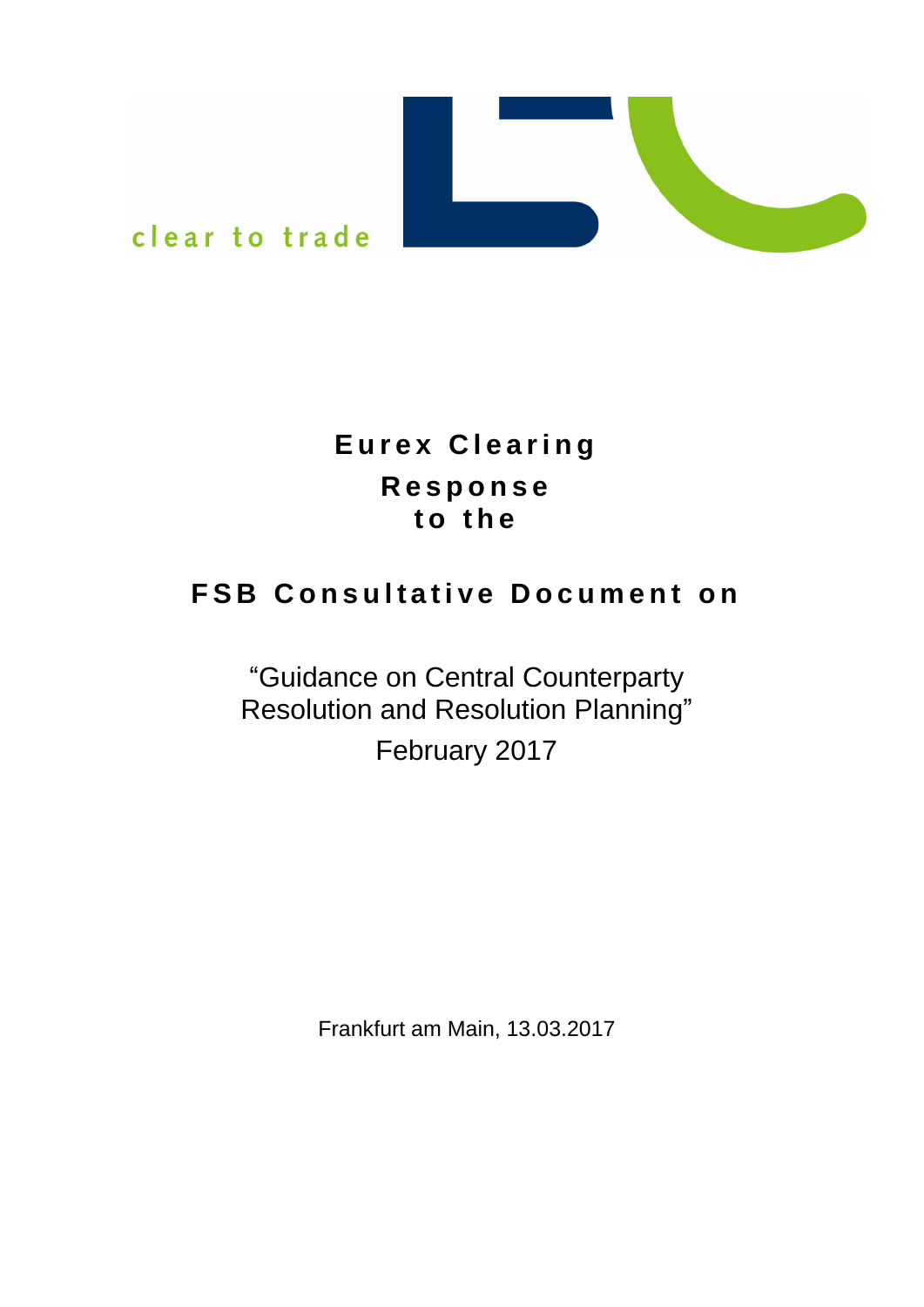clear to trade

# Eurex Clearing Response to the

# FSB Consultative Document on

“Guidance on Central Counterparty Resolution and Resolution Planning”

February 2017

Frankfurt am Main, 13.03.2017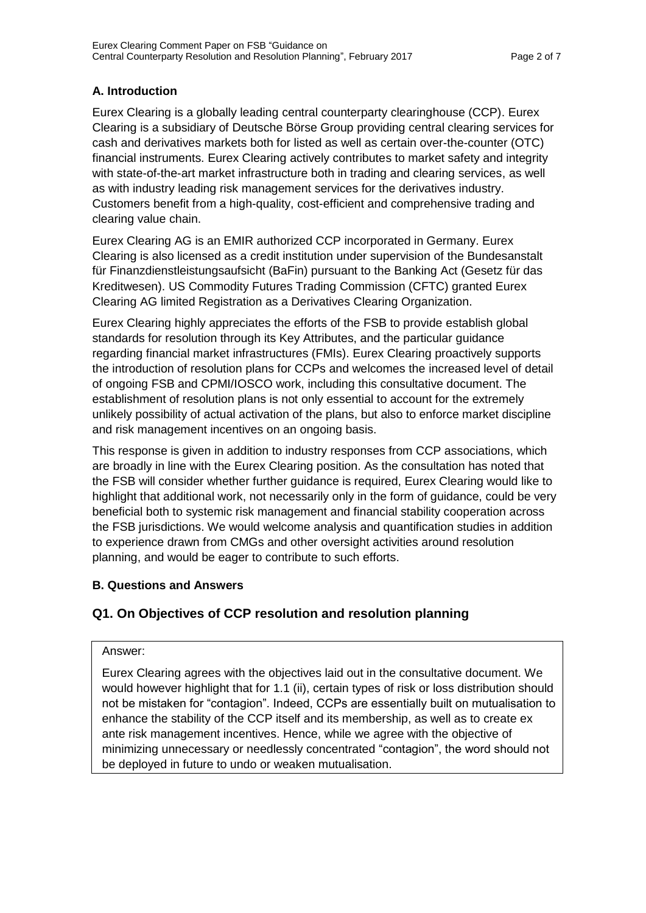## A. Introduction

Eurex Clearing is a globally leading central counterparty clearinghouse (CCP). Eurex Clearing is a subsidiary of Deutsche Börse Group providing central clearing services for cash and derivatives markets both for listed as well as certain over-the-counter (OTC) financial instruments. Eurex Clearing actively contributes to market safety and integrity with state-of-the-art market infrastructure both in trading and clearing services, as well as with industry leading risk management services for the derivatives industry. Customers benefit from a high-quality, cost-efficient and comprehensive trading and clearing value chain.

Eurex Clearing AG is an EMIR authorized CCP incorporated in Germany. Eurex Clearing is also licensed as a credit institution under supervision of the Bundesanstalt für Finanzdienstleistungsaufsicht (BaFin) pursuant to the Banking Act (Gesetz für das Kreditwesen). US Commodity Futures Trading Commission (CFTC) granted Eurex Clearing AG limited Registration as a Derivatives Clearing Organization.

Eurex Clearing highly appreciates the efforts of the FSB to provide establish global standards for resolution through its Key Attributes, and the particular guidance regarding financial market infrastructures (FMIs). Eurex Clearing proactively supports the introduction of resolution plans for CCPs and welcomes the increased level of detail of ongoing FSB and CPMI/IOSCO work, including this consultative document. The establishment of resolution plans is not only essential to account for the extremely unlikely possibility of actual activation of the plans, but also to enforce market discipline and risk management incentives on an ongoing basis.

This response is given in addition to industry responses from CCP associations, which are broadly in line with the Eurex Clearing position. As the consultation has noted that the FSB will consider whether further guidance is required, Eurex Clearing would like to highlight that additional work, not necessarily only in the form of guidance, could be very beneficial both to systemic risk management and financial stability cooperation across the FSB jurisdictions. We would welcome analysis and quantification studies in addition to experience drawn from CMGs and other oversight activities around resolution planning, and would be eager to contribute to such efforts.

## B. Questions and Answers

## Q1. On Objectives of CCP resolution and resolution planning

Answer:

Eurex Clearing agrees with the objectives laid out in the consultative document. We would however highlight that for 1.1 (ii), certain types of risk or loss distribution should not be mistaken for "contagion". Indeed, CCPs are essentially built on mutualisation to enhance the stability of the CCP itself and its membership, as well as to create ex ante risk management incentives. Hence, while we agree with the objective of minimizing unnecessary or needlessly concentrated "contagion", the word should not be deployed in future to undo or weaken mutualisation.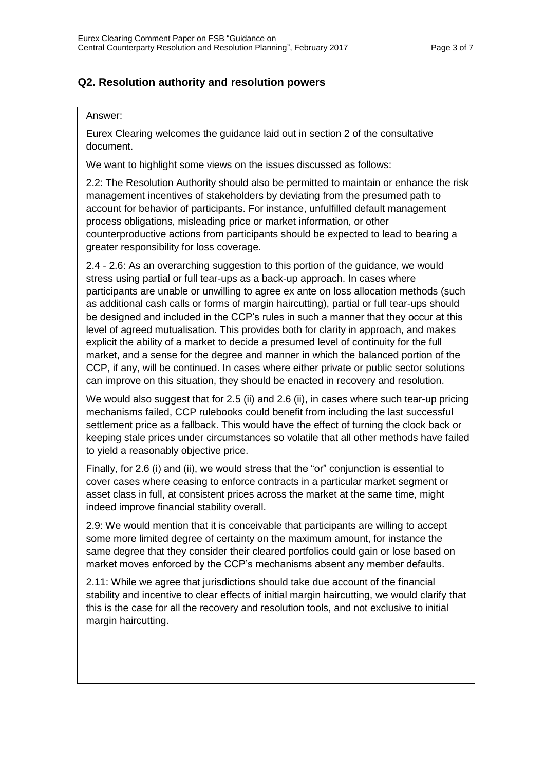## Q2. Resolution authority and resolution powers

Answer:

Eurex Clearing welcomes the guidance laid out in section 2 of the consultative document.

We want to highlight some views on the issues discussed as follows:

2.2: The Resolution Authority should also be permitted to maintain or enhance the risk management incentives of stakeholders by deviating from the presumed path to account for behavior of participants. For instance, unfulfilled default management process obligations, misleading price or market information, or other counterproductive actions from participants should be expected to lead to bearing a greater responsibility for loss coverage.

2.4 - 2.6: As an overarching suggestion to this portion of the guidance, we would stress using partial or full tear-ups as a back-up approach. In cases where participants are unable or unwilling to agree ex ante on loss allocation methods (such as additional cash calls or forms of margin haircutting), partial or full tear-ups should be designed and included in the CCP's rules in such a manner that they occur at this level of agreed mutualisation. This provides both for clarity in approach, and makes explicit the ability of a market to decide a presumed level of continuity for the full market, and a sense for the degree and manner in which the balanced portion of the CCP, if any, will be continued. In cases where either private or public sector solutions can improve on this situation, they should be enacted in recovery and resolution.

We would also suggest that for 2.5 (ii) and 2.6 (ii), in cases where such tear-up pricing mechanisms failed, CCP rulebooks could benefit from including the last successful settlement price as a fallback. This would have the effect of turning the clock back or keeping stale prices under circumstances so volatile that all other methods have failed to yield a reasonably objective price.

Finally, for 2.6 (i) and (ii), we would stress that the "or" conjunction is essential to cover cases where ceasing to enforce contracts in a particular market segment or asset class in full, at consistent prices across the market at the same time, might indeed improve financial stability overall.

2.9: We would mention that it is conceivable that participants are willing to accept some more limited degree of certainty on the maximum amount, for instance the same degree that they consider their cleared portfolios could gain or lose based on market moves enforced by the CCP's mechanisms absent any member defaults.

2.11: While we agree that jurisdictions should take due account of the financial stability and incentive to clear effects of initial margin haircutting, we would clarify that this is the case for all the recovery and resolution tools, and not exclusive to initial margin haircutting.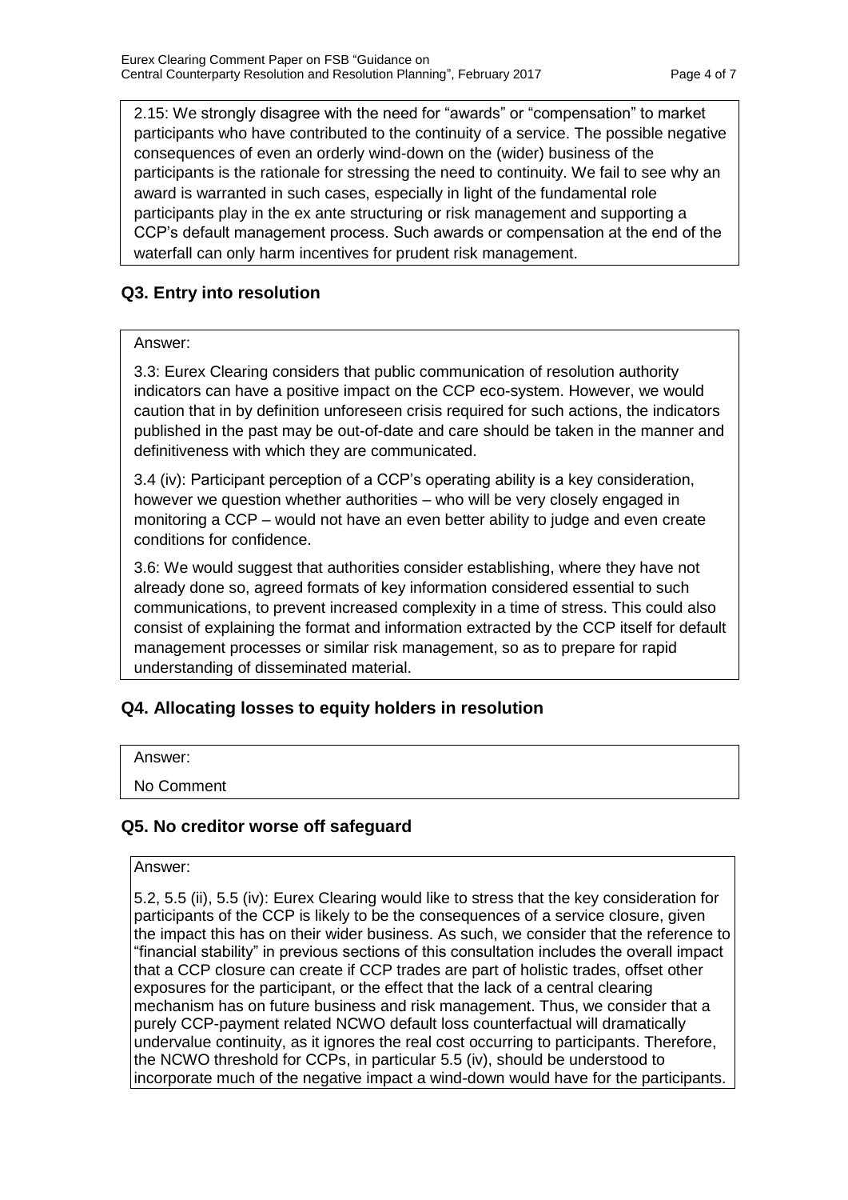2.15: We strongly disagree with the need for "awards" or "compensation" to market participants who have contributed to the continuity of a service. The possible negative consequences of even an orderly wind-down on the (wider) business of the participants is the rationale for stressing the need to continuity. We fail to see why an award is warranted in such cases, especially in light of the fundamental role participants play in the ex ante structuring or risk management and supporting a CCP's default management process. Such awards or compensation at the end of the waterfall can only harm incentives for prudent risk management.

## Q3. Entry into resolution

Answer:

3.3: Eurex Clearing considers that public communication of resolution authority indicators can have a positive impact on the CCP eco-system. However, we would caution that in by definition unforeseen crisis required for such actions, the indicators published in the past may be out-of-date and care should be taken in the manner and definitiveness with which they are communicated.

3.4 (iv): Participant perception of a CCP's operating ability is a key consideration, however we question whether authorities – who will be very closely engaged in monitoring a CCP – would not have an even better ability to judge and even create conditions for confidence.

3.6: We would suggest that authorities consider establishing, where they have not already done so, agreed formats of key information considered essential to such communications, to prevent increased complexity in a time of stress. This could also consist of explaining the format and information extracted by the CCP itself for default management processes or similar risk management, so as to prepare for rapid understanding of disseminated material.

## Q4. Allocating losses to equity holders in resolution

Answer:

No Comment

## Q5. No creditor worse off safeguard

Answer:

5.2, 5.5 (ii), 5.5 (iv): Eurex Clearing would like to stress that the key consideration for participants of the CCP is likely to be the consequences of a service closure, given the impact this has on their wider business. As such, we consider that the reference to "financial stability" in previous sections of this consultation includes the overall impact that a CCP closure can create if CCP trades are part of holistic trades, offset other exposures for the participant, or the effect that the lack of a central clearing mechanism has on future business and risk management. Thus, we consider that a purely CCP-payment related NCWO default loss counterfactual will dramatically undervalue continuity, as it ignores the real cost occurring to participants. Therefore, the NCWO threshold for CCPs, in particular 5.5 (iv), should be understood to incorporate much of the negative impact a wind-down would have for the participants.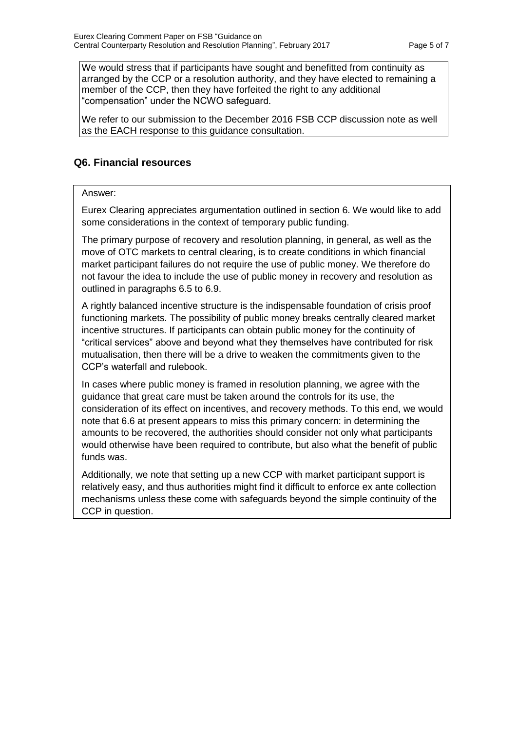We would stress that if participants have sought and benefitted from continuity as arranged by the CCP or a resolution authority, and they have elected to remaining a member of the CCP, then they have forfeited the right to any additional "compensation" under the NCWO safeguard.

We refer to our submission to the December 2016 FSB CCP discussion note as well as the EACH response to this guidance consultation.

## Q6. Financial resources

Answer:

Eurex Clearing appreciates argumentation outlined in section 6. We would like to add some considerations in the context of temporary public funding.

The primary purpose of recovery and resolution planning, in general, as well as the move of OTC markets to central clearing, is to create conditions in which financial market participant failures do not require the use of public money. We therefore do not favour the idea to include the use of public money in recovery and resolution as outlined in paragraphs 6.5 to 6.9.

A rightly balanced incentive structure is the indispensable foundation of crisis proof functioning markets. The possibility of public money breaks centrally cleared market incentive structures. If participants can obtain public money for the continuity of "critical services" above and beyond what they themselves have contributed for risk mutualisation, then there will be a drive to weaken the commitments given to the CCP's waterfall and rulebook.

In cases where public money is framed in resolution planning, we agree with the guidance that great care must be taken around the controls for its use, the consideration of its effect on incentives, and recovery methods. To this end, we would note that 6.6 at present appears to miss this primary concern: in determining the amounts to be recovered, the authorities should consider not only what participants would otherwise have been required to contribute, but also what the benefit of public funds was.

Additionally, we note that setting up a new CCP with market participant support is relatively easy, and thus authorities might find it difficult to enforce ex ante collection mechanisms unless these come with safeguards beyond the simple continuity of the CCP in question.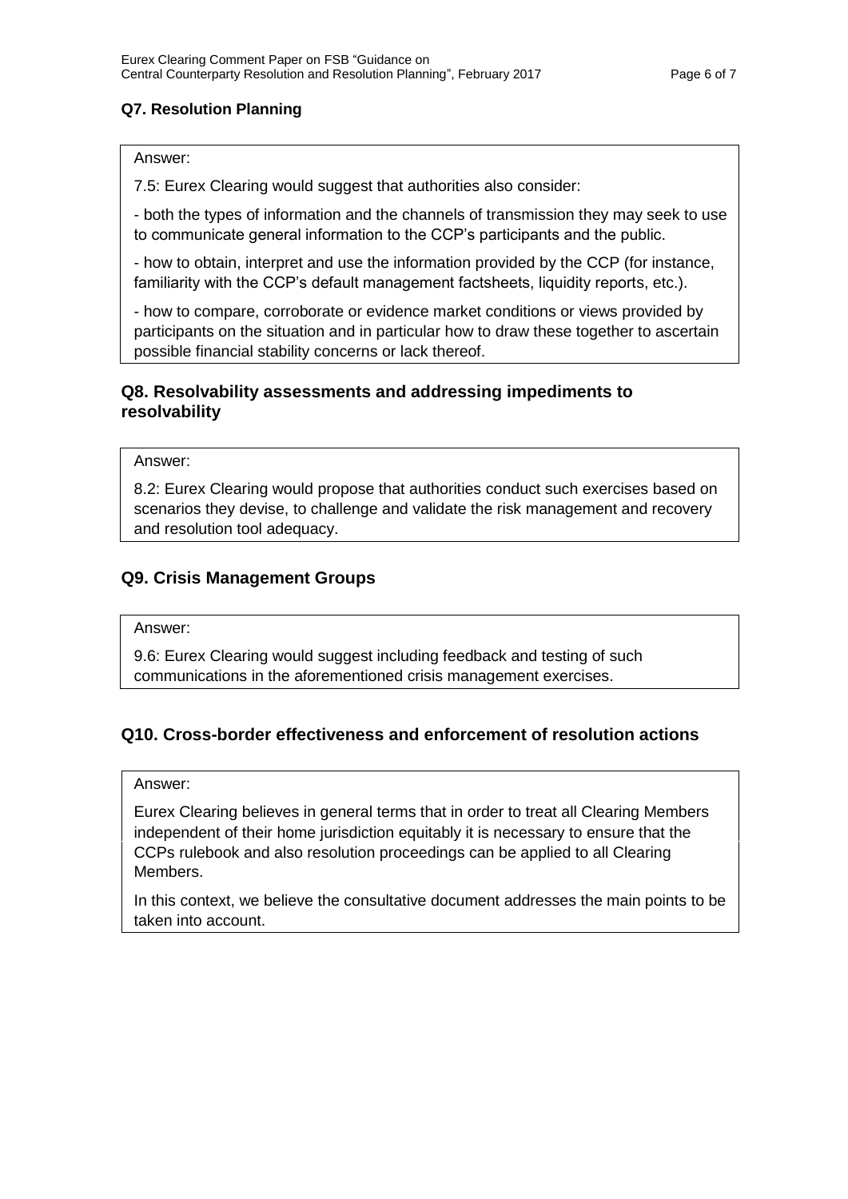### Q7. Resolution Planning

Answer:

7.5: Eurex Clearing would suggest that authorities also consider:

- both the types of information and the channels of transmission they may seek to use to communicate general information to the CCP's participants and the public.

- how to obtain, interpret and use the information provided by the CCP (for instance, familiarity with the CCP's default management factsheets, liquidity reports, etc.).

- how to compare, corroborate or evidence market conditions or views provided by participants on the situation and in particular how to draw these together to ascertain possible financial stability concerns or lack thereof.

### Q8. Resolvability assessments and addressing impediments to resolvability

Answer:

8.2: Eurex Clearing would propose that authorities conduct such exercises based on scenarios they devise, to challenge and validate the risk management and recovery and resolution tool adequacy.

### Q9. Crisis Management Groups

Answer:

9.6: Eurex Clearing would suggest including feedback and testing of such communications in the aforementioned crisis management exercises.

### Q10. Cross-border effectiveness and enforcement of resolution actions

Answer:

Eurex Clearing believes in general terms that in order to treat all Clearing Members independent of their home jurisdiction equitably it is necessary to ensure that the CCPs rulebook and also resolution proceedings can be applied to all Clearing Members.

In this context, we believe the consultative document addresses the main points to be taken into account.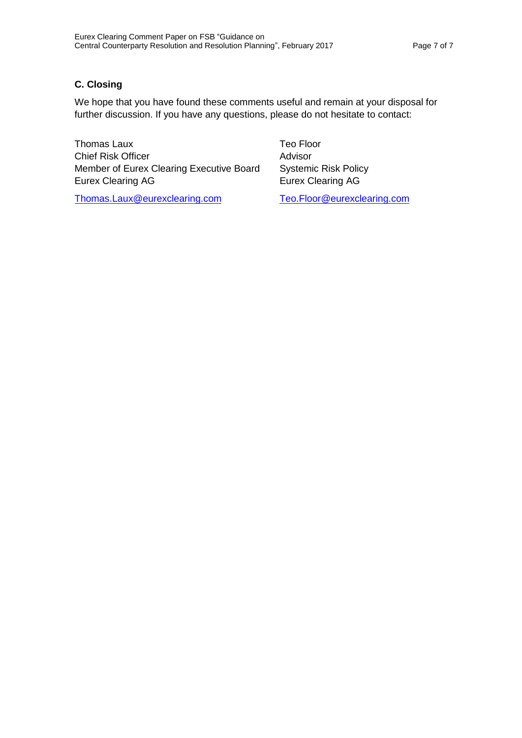## C. Closing

We hope that you have found these comments useful and remain at your disposal for further discussion. If you have any questions, please do not hesitate to contact:

Thomas Laux
Chief Risk Officer
Member of Eurex Clearing Executive Board
Eurex Clearing AG

Thomas.Laux@eurexclearing.com

Teo Floor
Advisor
Systemic Risk Policy
Eurex Clearing AG

Teo.Floor@eurexclearing.com